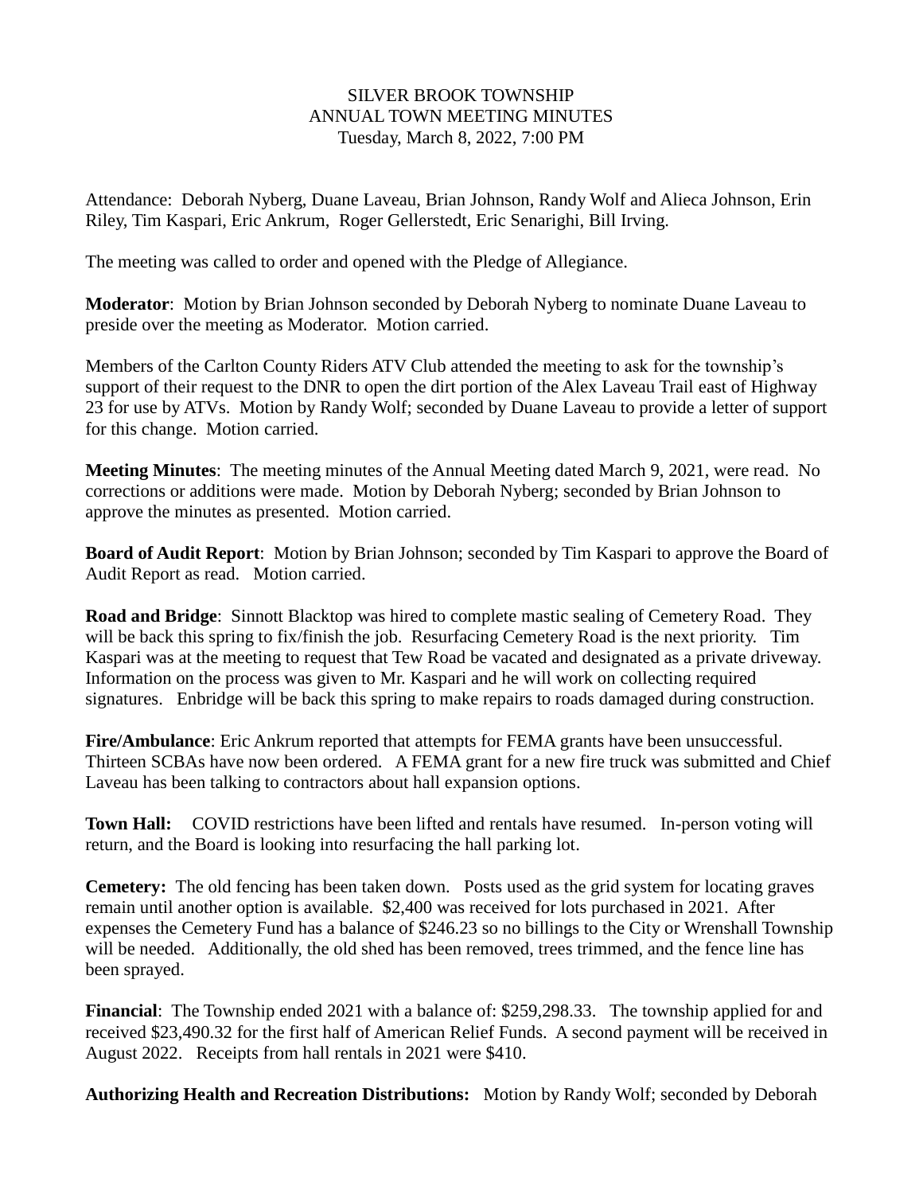SILVER BROOK TOWNSHIP
ANNUAL TOWN MEETING MINUTES
Tuesday, March 8, 2022, 7:00 PM

Attendance: Deborah Nyberg, Duane Laveau, Brian Johnson, Randy Wolf and Alieca Johnson, Erin Riley, Tim Kaspari, Eric Ankrum, Roger Gellerstedt, Eric Senarighi, Bill Irving.

The meeting was called to order and opened with the Pledge of Allegiance.

**Moderator**: Motion by Brian Johnson seconded by Deborah Nyberg to nominate Duane Laveau to preside over the meeting as Moderator. Motion carried.

Members of the Carlton County Riders ATV Club attended the meeting to ask for the township's support of their request to the DNR to open the dirt portion of the Alex Laveau Trail east of Highway 23 for use by ATVs. Motion by Randy Wolf; seconded by Duane Laveau to provide a letter of support for this change. Motion carried.

**Meeting Minutes**: The meeting minutes of the Annual Meeting dated March 9, 2021, were read. No corrections or additions were made. Motion by Deborah Nyberg; seconded by Brian Johnson to approve the minutes as presented. Motion carried.

**Board of Audit Report**: Motion by Brian Johnson; seconded by Tim Kaspari to approve the Board of Audit Report as read. Motion carried.

**Road and Bridge**: Sinnott Blacktop was hired to complete mastic sealing of Cemetery Road. They will be back this spring to fix/finish the job. Resurfacing Cemetery Road is the next priority. Tim Kaspari was at the meeting to request that Tew Road be vacated and designated as a private driveway. Information on the process was given to Mr. Kaspari and he will work on collecting required signatures. Enbridge will be back this spring to make repairs to roads damaged during construction.

**Fire/Ambulance**: Eric Ankrum reported that attempts for FEMA grants have been unsuccessful. Thirteen SCBAs have now been ordered. A FEMA grant for a new fire truck was submitted and Chief Laveau has been talking to contractors about hall expansion options.

**Town Hall:** COVID restrictions have been lifted and rentals have resumed. In-person voting will return, and the Board is looking into resurfacing the hall parking lot.

**Cemetery:** The old fencing has been taken down. Posts used as the grid system for locating graves remain until another option is available. $2,400 was received for lots purchased in 2021. After expenses the Cemetery Fund has a balance of $246.23 so no billings to the City or Wrenshall Township will be needed. Additionally, the old shed has been removed, trees trimmed, and the fence line has been sprayed.

**Financial**: The Township ended 2021 with a balance of: $259,298.33. The township applied for and received $23,490.32 for the first half of American Relief Funds. A second payment will be received in August 2022. Receipts from hall rentals in 2021 were $410.

**Authorizing Health and Recreation Distributions:** Motion by Randy Wolf; seconded by Deborah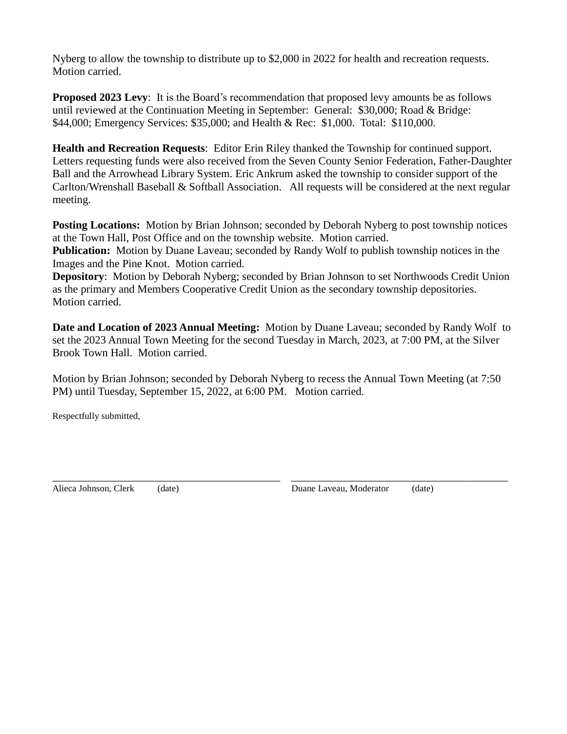Nyberg to allow the township to distribute up to $2,000 in 2022 for health and recreation requests. Motion carried.

**Proposed 2023 Levy**: It is the Board's recommendation that proposed levy amounts be as follows until reviewed at the Continuation Meeting in September: General: $30,000; Road & Bridge: $44,000; Emergency Services: $35,000; and Health & Rec: $1,000. Total: $110,000.

**Health and Recreation Requests**: Editor Erin Riley thanked the Township for continued support. Letters requesting funds were also received from the Seven County Senior Federation, Father-Daughter Ball and the Arrowhead Library System. Eric Ankrum asked the township to consider support of the Carlton/Wrenshall Baseball & Softball Association. All requests will be considered at the next regular meeting.

**Posting Locations:** Motion by Brian Johnson; seconded by Deborah Nyberg to post township notices at the Town Hall, Post Office and on the township website. Motion carried.
**Publication:** Motion by Duane Laveau; seconded by Randy Wolf to publish township notices in the Images and the Pine Knot. Motion carried.
**Depository**: Motion by Deborah Nyberg; seconded by Brian Johnson to set Northwoods Credit Union as the primary and Members Cooperative Credit Union as the secondary township depositories. Motion carried.

**Date and Location of 2023 Annual Meeting:** Motion by Duane Laveau; seconded by Randy Wolf to set the 2023 Annual Town Meeting for the second Tuesday in March, 2023, at 7:00 PM, at the Silver Brook Town Hall. Motion carried.

Motion by Brian Johnson; seconded by Deborah Nyberg to recess the Annual Town Meeting (at 7:50 PM) until Tuesday, September 15, 2022, at 6:00 PM. Motion carried.

Respectfully submitted,

______________________________ ______________________________

Alieca Johnson, Clerk (date) Duane Laveau, Moderator (date)